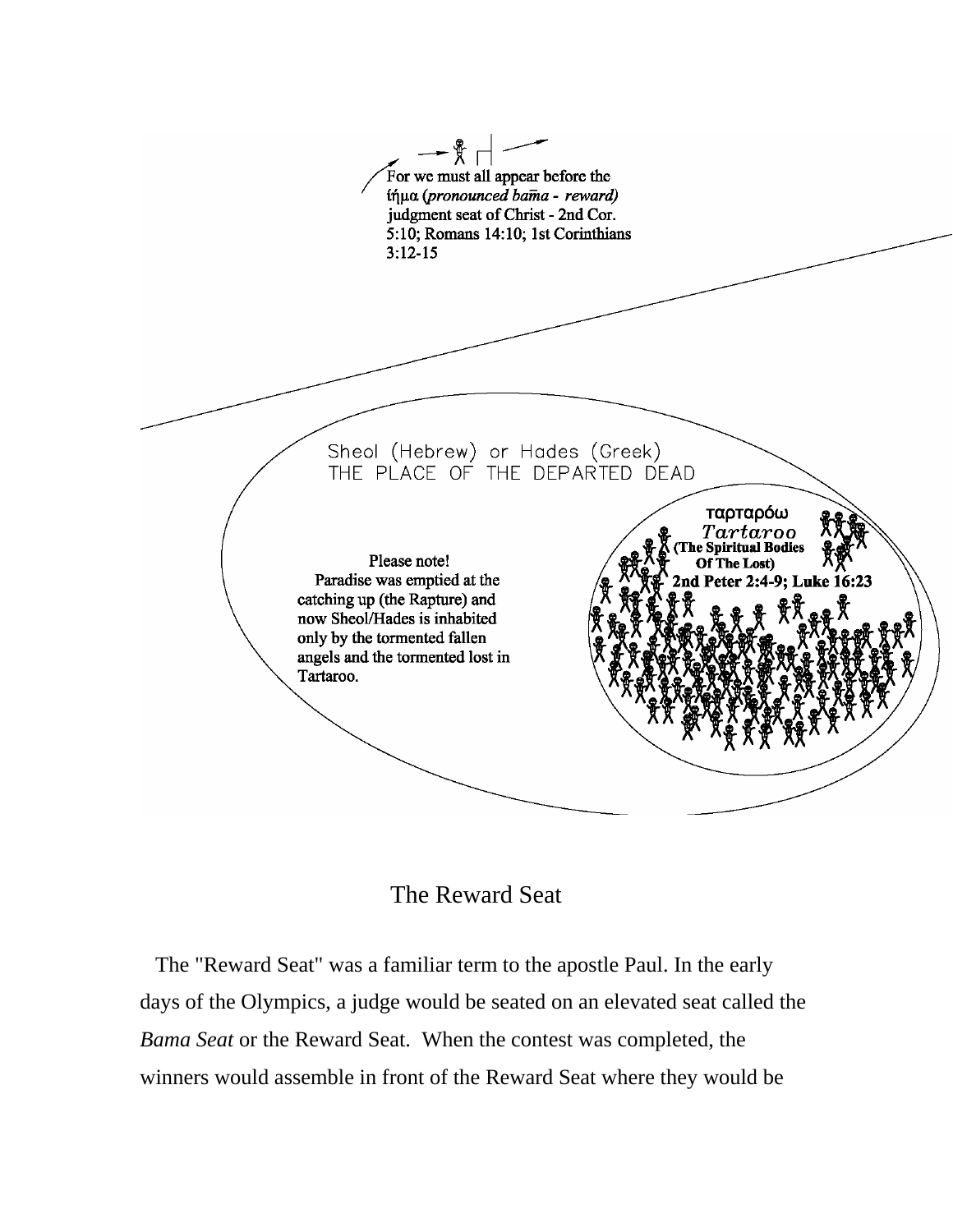For we must all appear before the βήμα (*pronounced bamā - reward)* judgment seat of Christ - 2nd Cor. 5:10; Romans 14:10; 1st Corinthians 3:12-15

Sheol (Hebrew) or Hades (Greek)
THE PLACE OF THE DEPARTED DEAD

Please note!
Paradise was emptied at the catching up (the Rapture) and now Sheol/Hades is inhabited only by the tormented fallen angels and the tormented lost in Tartaroo.

ταρταρόω
*Tartaroo*
**(The Spiritual Bodies Of The Lost)**
**2nd Peter 2:4-9; Luke 16:23**

## The Reward Seat

The "Reward Seat" was a familiar term to the apostle Paul. In the early days of the Olympics, a judge would be seated on an elevated seat called the *Bama Seat* or the Reward Seat. When the contest was completed, the winners would assemble in front of the Reward Seat where they would be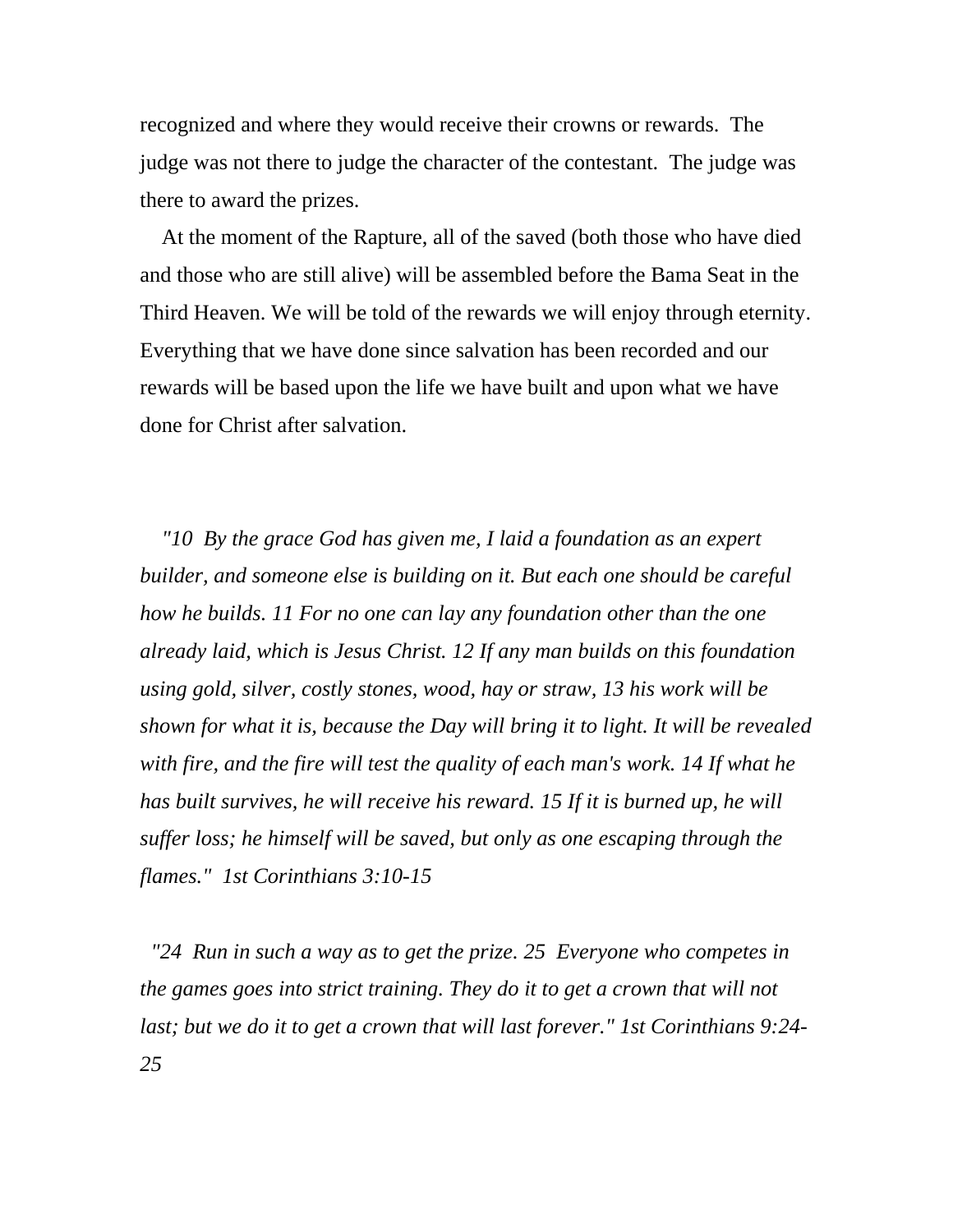recognized and where they would receive their crowns or rewards. The judge was not there to judge the character of the contestant. The judge was there to award the prizes.

At the moment of the Rapture, all of the saved (both those who have died and those who are still alive) will be assembled before the Bama Seat in the Third Heaven. We will be told of the rewards we will enjoy through eternity. Everything that we have done since salvation has been recorded and our rewards will be based upon the life we have built and upon what we have done for Christ after salvation.

*"10 By the grace God has given me, I laid a foundation as an expert builder, and someone else is building on it. But each one should be careful how he builds. 11 For no one can lay any foundation other than the one already laid, which is Jesus Christ. 12 If any man builds on this foundation using gold, silver, costly stones, wood, hay or straw, 13 his work will be shown for what it is, because the Day will bring it to light. It will be revealed with fire, and the fire will test the quality of each man's work. 14 If what he has built survives, he will receive his reward. 15 If it is burned up, he will suffer loss; he himself will be saved, but only as one escaping through the flames." 1st Corinthians 3:10-15*

*"24 Run in such a way as to get the prize. 25 Everyone who competes in the games goes into strict training. They do it to get a crown that will not last; but we do it to get a crown that will last forever." 1st Corinthians 9:24-25*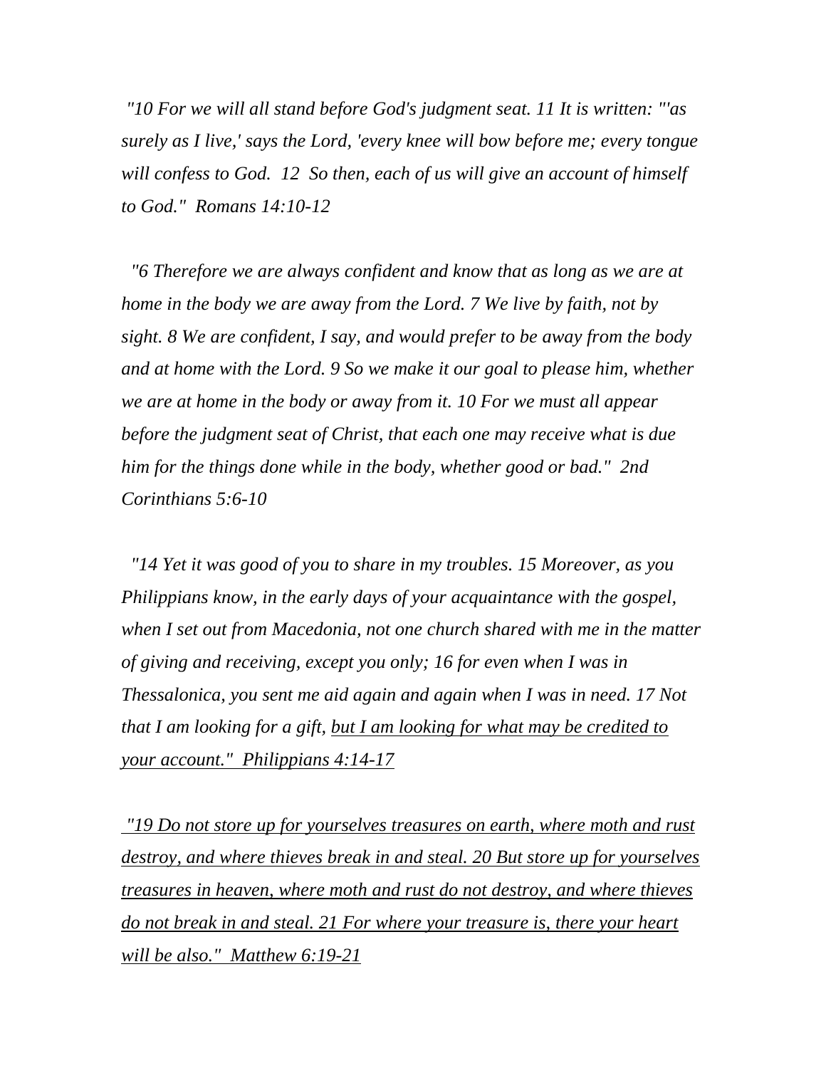*"10 For we will all stand before God's judgment seat. 11 It is written: "'as surely as I live,' says the Lord, 'every knee will bow before me; every tongue will confess to God. 12 So then, each of us will give an account of himself to God." Romans 14:10-12*

*"6 Therefore we are always confident and know that as long as we are at home in the body we are away from the Lord. 7 We live by faith, not by sight. 8 We are confident, I say, and would prefer to be away from the body and at home with the Lord. 9 So we make it our goal to please him, whether we are at home in the body or away from it. 10 For we must all appear before the judgment seat of Christ, that each one may receive what is due him for the things done while in the body, whether good or bad." 2nd Corinthians 5:6-10*

*"14 Yet it was good of you to share in my troubles. 15 Moreover, as you Philippians know, in the early days of your acquaintance with the gospel, when I set out from Macedonia, not one church shared with me in the matter of giving and receiving, except you only; 16 for even when I was in Thessalonica, you sent me aid again and again when I was in need. 17 Not that I am looking for a gift, <u>but I am looking for what may be credited to your account." Philippians 4:14-17</u>*

*<u>"19 Do not store up for yourselves treasures on earth, where moth and rust destroy, and where thieves break in and steal. 20 But store up for yourselves treasures in heaven, where moth and rust do not destroy, and where thieves do not break in and steal. 21 For where your treasure is, there your heart will be also." Matthew 6:19-21</u>*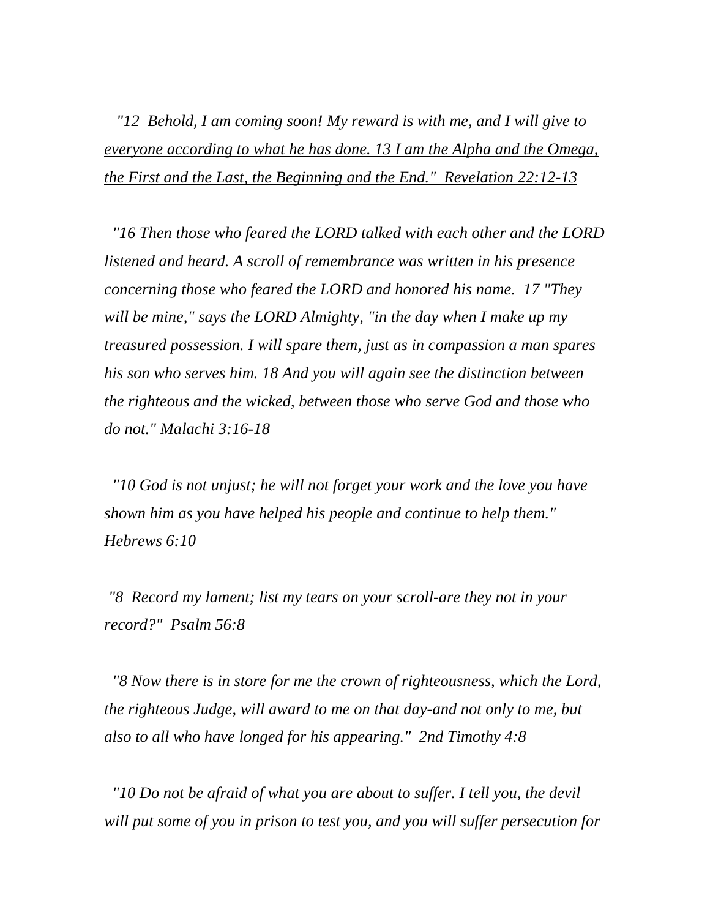<u>*"12 Behold, I am coming soon! My reward is with me, and I will give to everyone according to what he has done. 13 I am the Alpha and the Omega, the First and the Last, the Beginning and the End." Revelation 22:12-13*</u>

*"16 Then those who feared the LORD talked with each other and the LORD listened and heard. A scroll of remembrance was written in his presence concerning those who feared the LORD and honored his name. 17 "They will be mine," says the LORD Almighty, "in the day when I make up my treasured possession. I will spare them, just as in compassion a man spares his son who serves him. 18 And you will again see the distinction between the righteous and the wicked, between those who serve God and those who do not." Malachi 3:16-18*

*"10 God is not unjust; he will not forget your work and the love you have shown him as you have helped his people and continue to help them." Hebrews 6:10*

*"8 Record my lament; list my tears on your scroll-are they not in your record?" Psalm 56:8*

*"8 Now there is in store for me the crown of righteousness, which the Lord, the righteous Judge, will award to me on that day-and not only to me, but also to all who have longed for his appearing." 2nd Timothy 4:8*

*"10 Do not be afraid of what you are about to suffer. I tell you, the devil will put some of you in prison to test you, and you will suffer persecution for*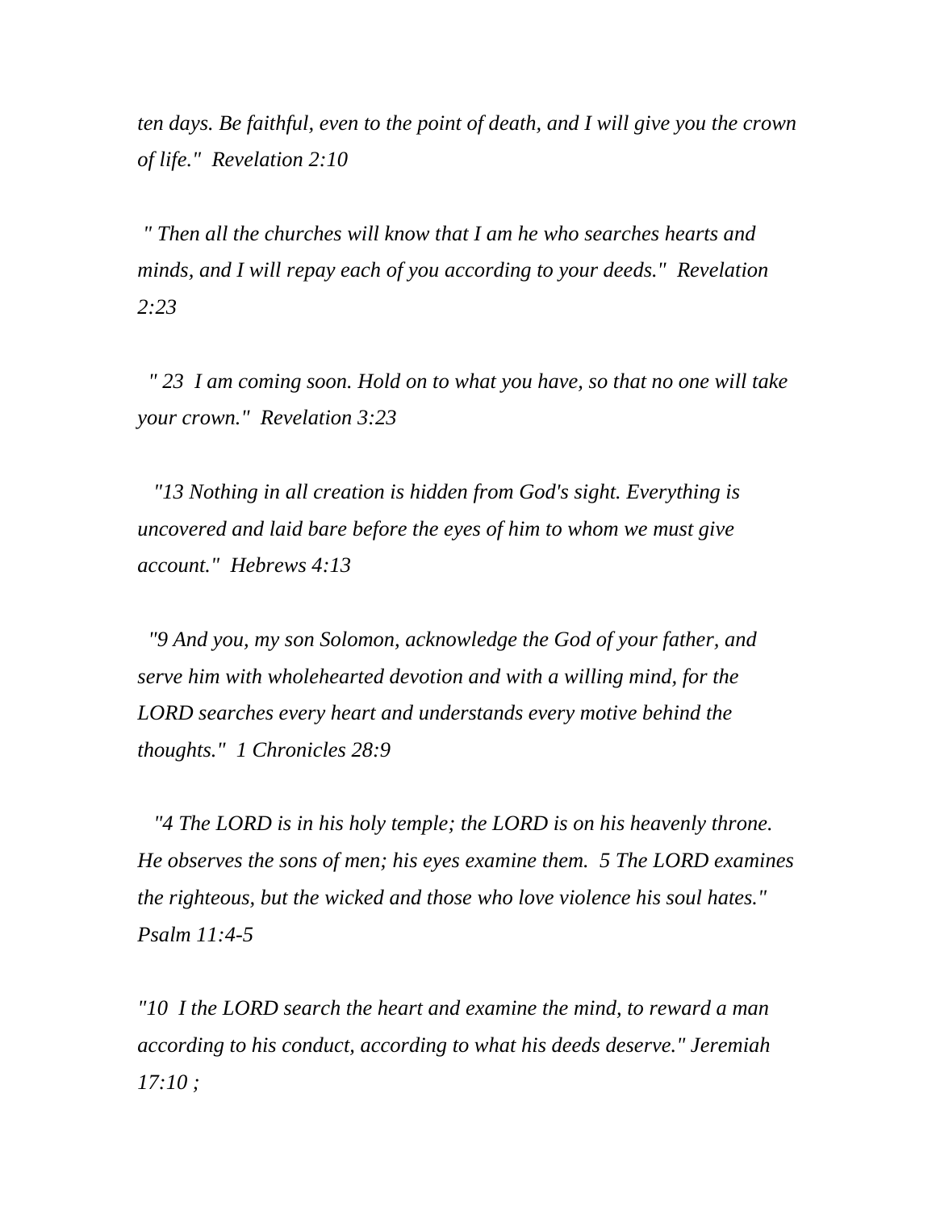*ten days. Be faithful, even to the point of death, and I will give you the crown of life."  Revelation 2:10*

*" Then all the churches will know that I am he who searches hearts and minds, and I will repay each of you according to your deeds."  Revelation 2:23*

*" 23  I am coming soon. Hold on to what you have, so that no one will take your crown."  Revelation 3:23*

*"13 Nothing in all creation is hidden from God's sight. Everything is uncovered and laid bare before the eyes of him to whom we must give account."  Hebrews 4:13*

*"9 And you, my son Solomon, acknowledge the God of your father, and serve him with wholehearted devotion and with a willing mind, for the LORD searches every heart and understands every motive behind the thoughts."  1 Chronicles 28:9*

*"4 The LORD is in his holy temple; the LORD is on his heavenly throne. He observes the sons of men; his eyes examine them.  5 The LORD examines the righteous, but the wicked and those who love violence his soul hates." Psalm 11:4-5*

*"10  I the LORD search the heart and examine the mind, to reward a man according to his conduct, according to what his deeds deserve." Jeremiah 17:10 ;*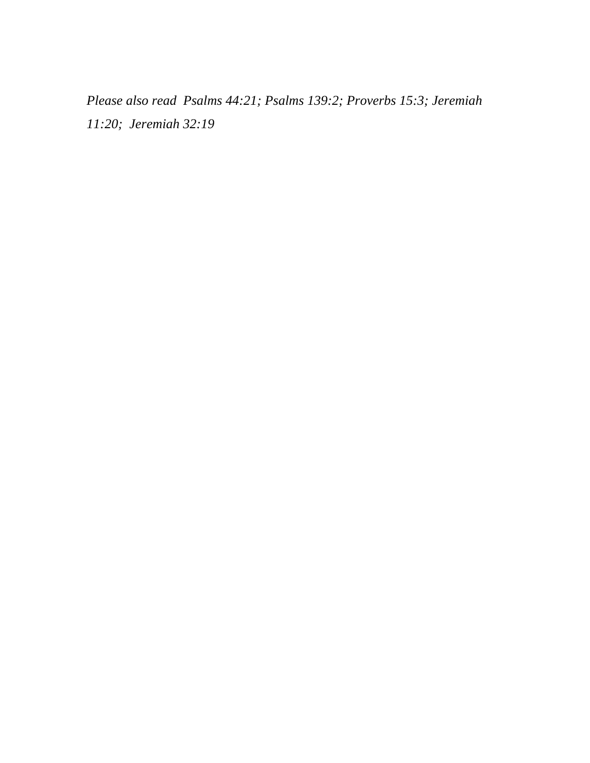*Please also read Psalms 44:21; Psalms 139:2; Proverbs 15:3; Jeremiah 11:20; Jeremiah 32:19*